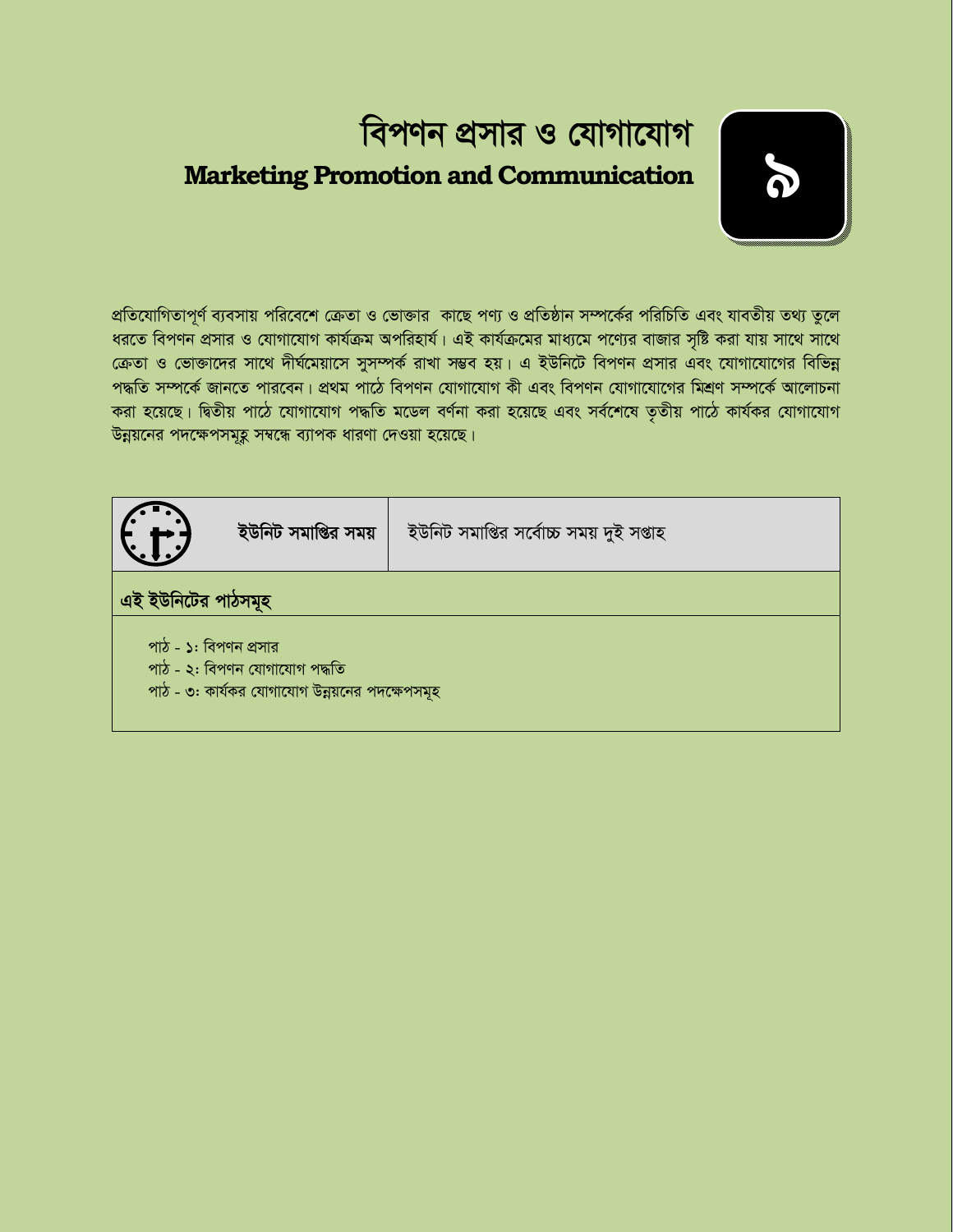# বিপণন প্রসার ও যোগাযোগ

## Marketing Promotion and Communication

**৯**

প্রতিযোগিতাপূর্ণ ব্যবসায় পরিবেশে ক্রেতা ও ভোক্তার কাছে পণ্য ও প্রতিষ্ঠান সম্পর্কের পরিচিতি এবং যাবতীয় তথ্য তুলে ধরতে বিপণন প্রসার ও যোগাযোগ কার্যক্রম অপরিহার্য। এই কার্যক্রমের মাধ্যমে পণ্যের বাজার সৃষ্টি করা যায় সাথে সাথে ক্রেতা ও ভোক্তাদের সাথে দীর্ঘমেয়াসে সুসম্পর্ক রাখা সম্ভব হয়। এ ইউনিটে বিপণন প্রসার এবং যোগাযোগের বিভিন্ন পদ্ধতি সম্পর্কে জানতে পারবেন। প্রথম পাঠে বিপণন যোগাযোগ কী এবং বিপণন যোগাযোগের মিশ্রণ সম্পর্কে আলোচনা করা হয়েছে। দ্বিতীয় পাঠে যোগাযোগ পদ্ধতি মডেল বর্ণনা করা হয়েছে এবং সর্বশেষে তৃতীয় পাঠে কার্যকর যোগাযোগ উন্নয়নের পদক্ষেপসমূহ সম্বন্ধে ব্যাপক ধারণা দেওয়া হয়েছে।

| **ইউনিট সমাপ্তির সময়** | ইউনিট সমাপ্তির সর্বোচ্চ সময় দুই সপ্তাহ |
|---|---|

**এই ইউনিটের পাঠসমূহ**

- পাঠ - ১: বিপণন প্রসার
- পাঠ - ২: বিপণন যোগাযোগ পদ্ধতি
- পাঠ - ৩: কার্যকর যোগাযোগ উন্নয়নের পদক্ষেপসমূহ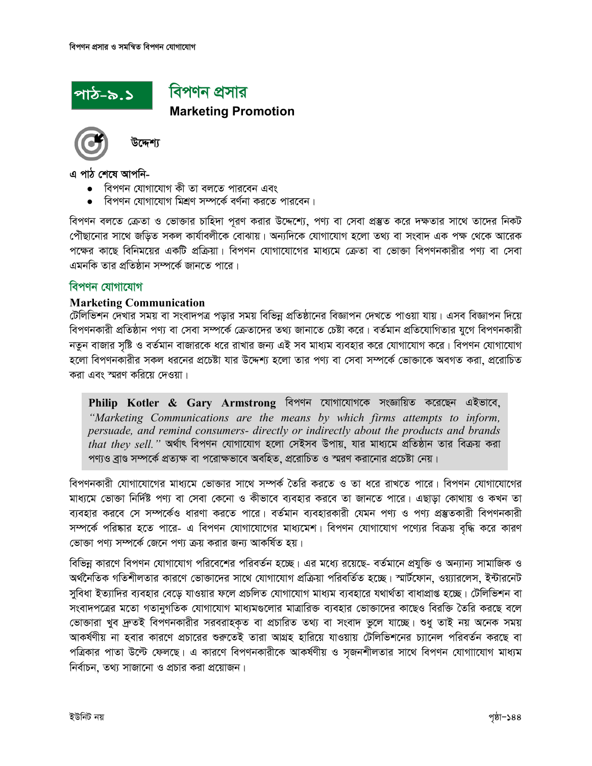## পাঠ-৯.১ বিপণন প্রসার

**Marketing Promotion**

### উদ্দেশ্য

**এ পাঠ শেষে আপনি-**

- বিপণন যোগাযোগ কী তা বলতে পারবেন এবং
- বিপণন যোগাযোগ মিশ্রণ সম্পর্কে বর্ণনা করতে পারবেন।

বিপণন বলতে ক্রেতা ও ভোক্তার চাহিদা পূরণ করার উদ্দেশ্যে, পণ্য বা সেবা প্রস্তুত করে দক্ষতার সাথে তাদের নিকট পৌঁছানোর সাথে জড়িত সকল কার্যাবলীকে বোঝায়। অন্যদিকে যোগাযোগ হলো তথ্য বা সংবাদ এক পক্ষ থেকে আরেক পক্ষের কাছে বিনিময়ের একটি প্রক্রিয়া। বিপণন যোগাযোগের মাধ্যমে ক্রেতা বা ভোক্তা বিপণনকারীর পণ্য বা সেবা এমনকি তার প্রতিষ্ঠান সম্পর্কে জানতে পারে।

### বিপণন যোগাযোগ

**Marketing Communication**

টেলিভিশন দেখার সময় বা সংবাদপত্র পড়ার সময় বিভিন্ন প্রতিষ্ঠানের বিজ্ঞাপন দেখতে পাওয়া যায়। এসব বিজ্ঞাপন দিয়ে বিপণনকারী প্রতিষ্ঠান পণ্য বা সেবা সম্পর্কে ক্রেতাদের তথ্য জানাতে চেষ্টা করে। বর্তমান প্রতিযোগিতার যুগে বিপণনকারী নতুন বাজার সৃষ্টি ও বর্তমান বাজারকে ধরে রাখার জন্য এই সব মাধ্যম ব্যবহার করে যোগাযোগ করে। বিপণন যোগাযোগ হলো বিপণনকারীর সকল ধরনের প্রচেষ্টা যার উদ্দেশ্য হলো তার পণ্য বা সেবা সম্পর্কে ভোক্তাকে অবগত করা, প্ররোচিত করা এবং স্মরণ করিয়ে দেওয়া।

> **Philip Kotler & Gary Armstrong** বিপণন যোগাযোগকে সংজ্ঞায়িত করেছেন এইভাবে, *"Marketing Communications are the means by which firms attempts to inform, persuade, and remind consumers- directly or indirectly about the products and brands that they sell."* অর্থাৎ বিপণন যোগাযোগ হলো সেইসব উপায়, যার মাধ্যমে প্রতিষ্ঠান তার বিক্রয় করা পণ্যও ব্রাণ্ড সম্পর্কে প্রত্যক্ষ বা পরোক্ষভাবে অবহিত, প্ররোচিত ও স্মরণ করানোর প্রচেষ্টা নেয়।

বিপণনকারী যোগাযোগের মাধ্যমে ভোক্তার সাথে সম্পর্ক তৈরি করতে ও তা ধরে রাখতে পারে। বিপণন যোগাযোগের মাধ্যমে ভোক্তা নির্দিষ্ট পণ্য বা সেবা কেনো ও কীভাবে ব্যবহার করবে তা জানতে পারে। এছাড়া কোথায় ও কখন তা ব্যবহার করবে সে সম্পর্কেও ধারণা করতে পারে। বর্তমান ব্যবহারকারী যেমন পণ্য ও পণ্য প্রস্তুতকারী বিপণনকারী সম্পর্কে পরিষ্কার হতে পারে- এ বিপণন যোগাযোগের মাধ্যমেশ। বিপণন যোগাযোগ পণ্যের বিক্রয় বৃদ্ধি করে কারণ ভোক্তা পণ্য সম্পর্কে জেনে পণ্য ক্রয় করার জন্য আকর্ষিত হয়।

বিভিন্ন কারণে বিপণন যোগাযোগ পরিবেশের পরিবর্তন হচ্ছে। এর মধ্যে রয়েছে- বর্তমানে প্রযুক্তি ও অন্যান্য সামাজিক ও অর্থনৈতিক গতিশীলতার কারণে ভোক্তাদের সাথে যোগাযোগ প্রক্রিয়া পরিবর্তিত হচ্ছে। স্মার্টফোন, ওয়্যারলেস, ইন্টারনেট সুবিধা ইত্যাদির ব্যবহার বেড়ে যাওয়ার ফলে প্রচলিত যোগাযোগ মাধ্যম ব্যবহারে যথার্থতা বাধাপ্রাপ্ত হচ্ছে। টেলিভিশন বা সংবাদপত্রের মতো গতানুগতিক যোগাযোগ মাধ্যমগুলোর মাত্রারিক্ত ব্যবহার ভোক্তাদের কাছেও বিরক্তি তৈরি করছে বলে ভোক্তারা খুব দ্রুতই বিপণনকারীর সরবরাহকৃত বা প্রচারিত তথ্য বা সংবাদ ভুলে যাচ্ছে। শুধু তাই নয় অনেক সময় আকর্ষণীয় না হবার কারণে প্রচারের শুরুতেই তারা আগ্রহ হারিয়ে যাওয়ায় টেলিভিশনের চ্যানেল পরিবর্তন করছে বা পত্রিকার পাতা উল্টে ফেলছে। এ কারণে বিপণনকারীকে আকর্ষণীয় ও সৃজনশীলতার সাথে বিপণন যোগাযোগ মাধ্যম নির্বাচন, তথ্য সাজানো ও প্রচার করা প্রয়োজন।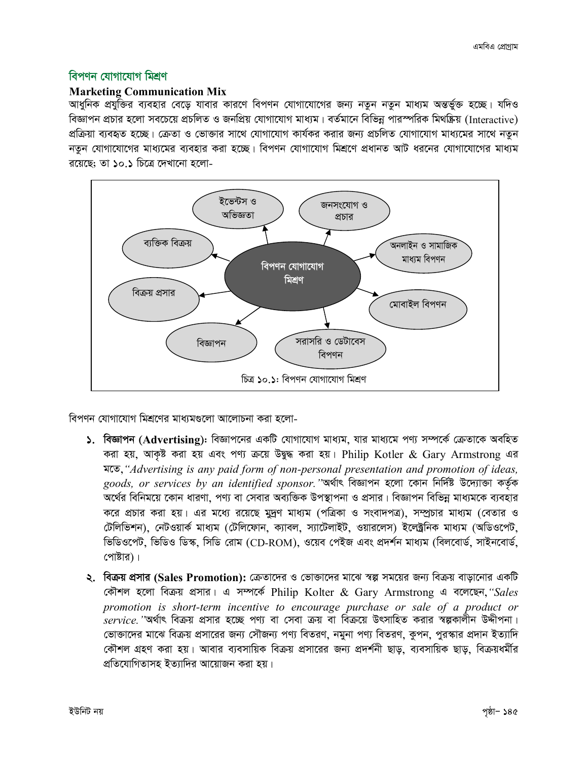## বিপণন যোগাযোগ মিশ্রণ

**Marketing Communication Mix**

আধুনিক প্রযুক্তির ব্যবহার বেড়ে যাবার কারণে বিপণন যোগাযোগের জন্য নতুন নতুন মাধ্যম অন্তর্ভুক্ত হচ্ছে। যদিও বিজ্ঞাপন প্রচার হলো সবচেয়ে প্রচলিত ও জনপ্রিয় যোগাযোগ মাধ্যম। বর্তমানে বিভিন্ন পারস্পরিক মিথস্ক্রিয় (Interactive) প্রক্রিয়া ব্যবহৃত হচ্ছে। ক্রেতা ও ভোক্তার সাথে যোগাযোগ কার্যকর করার জন্য প্রচলিত যোগাযোগ মাধ্যমের সাথে নতুন নতুন যোগাযোগের মাধ্যমের ব্যবহার করা হচ্ছে। বিপণন যোগাযোগ মিশ্রণে প্রধানত আট ধরনের যোগাযোগের মাধ্যম রয়েছে; তা ১০.১ চিত্রে দেখানো হলো-

বিপণন যোগাযোগ মিশ্রণ → ইভেন্টস ও অভিজ্ঞতা; জনসংযোগ ও প্রচার; অনলাইন ও সামাজিক মাধ্যম বিপণন; মোবাইল বিপণন; সরাসরি ও ডেটাবেস বিপণন; বিজ্ঞাপন; বিক্রয় প্রসার; ব্যক্তিক বিক্রয়

চিত্র ১০.১: বিপণন যোগাযোগ মিশ্রণ

বিপণন যোগাযোগ মিশ্রণের মাধ্যমগুলো আলোচনা করা হলো-

১. **বিজ্ঞাপন (Advertising):** বিজ্ঞাপনের একটি যোগাযোগ মাধ্যম, যার মাধ্যমে পণ্য সম্পর্কে ক্রেতাকে অবহিত করা হয়, আকৃষ্ট করা হয় এবং পণ্য ক্রয়ে উদ্বুদ্ধ করা হয়। Philip Kotler & Gary Armstrong এর মতে, *"Advertising is any paid form of non-personal presentation and promotion of ideas, goods, or services by an identified sponsor."* অর্থাৎ বিজ্ঞাপন হলো কোন নির্দিষ্ট উদ্যোক্তা কর্তৃক অর্থের বিনিময়ে কোন ধারণা, পণ্য বা সেবার অব্যক্তিক উপস্থাপনা ও প্রসার। বিজ্ঞাপন বিভিন্ন মাধ্যমকে ব্যবহার করে প্রচার করা হয়। এর মধ্যে রয়েছে মুদ্রণ মাধ্যম (পত্রিকা ও সংবাদপত্র), সম্প্রচার মাধ্যম (বেতার ও টেলিভিশন), নেটওয়ার্ক মাধ্যম (টেলিফোন, ক্যাবল, স্যাটেলাইট, ওয়ারলেস) ইলেক্ট্রনিক মাধ্যম (অডিওপেট, ভিডিওপেট, ভিডিও ডিস্ক, সিডি রোম (CD-ROM), ওয়েব পেইজ এবং প্রদর্শন মাধ্যম (বিলবোর্ড, সাইনবোর্ড, পোষ্টার)।

২. **বিক্রয় প্রসার (Sales Promotion):** ক্রেতাদের ও ভোক্তাদের মাঝে স্বল্প সময়ের জন্য বিক্রয় বাড়ানোর একটি কৌশল হলো বিক্রয় প্রসার। এ সম্পর্কে Philip Kolter & Gary Armstrong এ বলেছেন, *"Sales promotion is short-term incentive to encourage purchase or sale of a product or service."* অর্থাৎ বিক্রয় প্রসার হচ্ছে পণ্য বা সেবা ক্রয় বা বিক্রয়ে উৎসাহিত করার স্বল্পকালীন উদ্দীপনা। ভোক্তাদের মাঝে বিক্রয় প্রসারের জন্য সৌজন্য পণ্য বিতরণ, নমুনা পণ্য বিতরণ, কুপন, পুরস্কার প্রদান ইত্যাদি কৌশল গ্রহণ করা হয়। আবার ব্যবসায়িক বিক্রয় প্রসারের জন্য প্রদর্শনী ছাড়, ব্যবসায়িক ছাড়, বিক্রয়ধর্মীর প্রতিযোগিতাসহ ইত্যাদির আয়োজন করা হয়।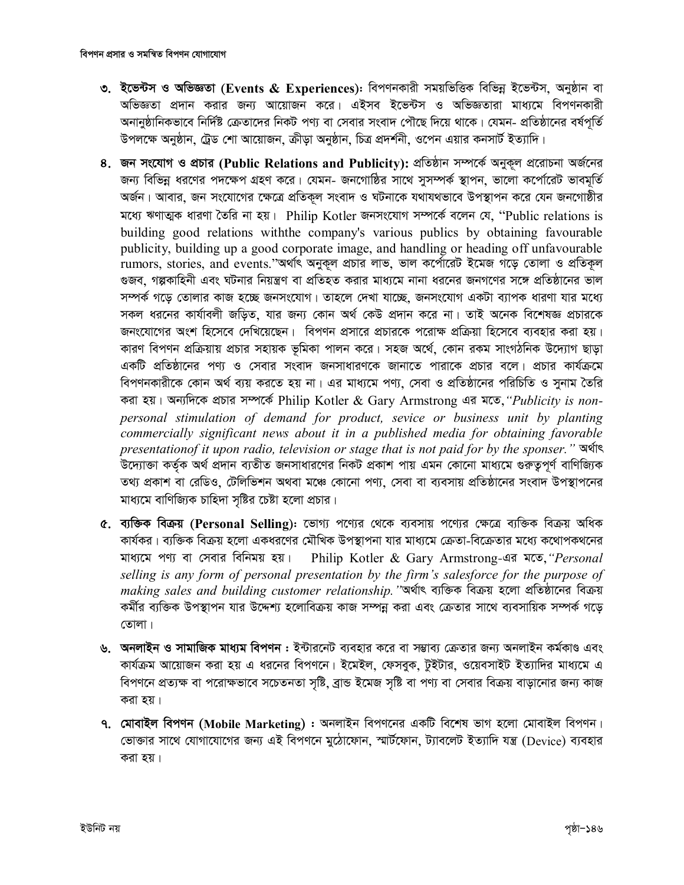৩. **ইভেন্টস ও অভিজ্ঞতা (Events & Experiences):** বিপণনকারী সময়ভিত্তিক বিভিন্ন ইভেন্টস, অনুষ্ঠান বা অভিজ্ঞতা প্রদান করার জন্য আয়োজন করে। এইসব ইভেন্টস ও অভিজ্ঞতারা মাধ্যমে বিপণনকারী অনানুষ্ঠানিকভাবে নির্দিষ্ট ক্রেতাদের নিকট পণ্য বা সেবার সংবাদ পৌছে দিয়ে থাকে। যেমন- প্রতিষ্ঠানের বর্ষপূর্তি উপলক্ষে অনুষ্ঠান, ট্রেড শো আয়োজন, ক্রীড়া অনুষ্ঠান, চিত্র প্রদর্শনী, ওপেন এয়ার কনসার্ট ইত্যাদি।

৪. **জন সংযোগ ও প্রচার (Public Relations and Publicity):** প্রতিষ্ঠান সম্পর্কে অনুকূল প্ররোচনা অর্জনের জন্য বিভিন্ন ধরণের পদক্ষেপ গ্রহণ করে। যেমন- জনগোষ্ঠির সাথে সুসম্পর্ক স্থাপন, ভালো কর্পোরেট ভাবমূর্তি অর্জন। আবার, জন সংযোগের ক্ষেত্রে প্রতিকূল সংবাদ ও ঘটনাকে যথাযথভাবে উপস্থাপন করে যেন জনগোষ্ঠীর মধ্যে ঋণাত্মক ধারণা তৈরি না হয়। Philip Kotler জনসংযোগ সম্পর্কে বলেন যে, "Public relations is building good relations withthe company's various publics by obtaining favourable publicity, building up a good corporate image, and handling or heading off unfavourable rumors, stories, and events."অর্থাৎ অনুকূল প্রচার লাভ, ভাল কর্পোরেট ইমেজ গড়ে তোলা ও প্রতিকূল গুজব, গল্পকাহিনী এবং ঘটনার নিয়ন্ত্রণ বা প্রতিহত করার মাধ্যমে নানা ধরনের জনগণের সঙ্গে প্রতিষ্ঠানের ভাল সম্পর্ক গড়ে তোলার কাজ হচ্ছে জনসংযোগ। তাহলে দেখা যাচ্ছে, জনসংযোগ একটা ব্যাপক ধারণা যার মধ্যে সকল ধরনের কার্যাবলী জড়িত, যার জন্য কোন অর্থ কেউ প্রদান করে না। তাই অনেক বিশেষজ্ঞ প্রচারকে জনংযোগের অংশ হিসেবে দেখিয়েছেন। বিপণন প্রসারে প্রচারকে পরোক্ষ প্রক্রিয়া হিসেবে ব্যবহার করা হয়। কারণ বিপণন প্রক্রিয়ায় প্রচার সহায়ক ভূমিকা পালন করে। সহজ অর্থে, কোন রকম সাংগঠনিক উদ্যোগ ছাড়া একটি প্রতিষ্ঠানের পণ্য ও সেবার সংবাদ জনসাধারণকে জানাতে পারাকে প্রচার বলে। প্রচার কার্যক্রমে বিপণনকারীকে কোন অর্থ ব্যয় করতে হয় না। এর মাধ্যমে পণ্য, সেবা ও প্রতিষ্ঠানের পরিচিতি ও সুনাম তৈরি করা হয়। অন্যদিকে প্রচার সম্পর্কে Philip Kotler & Gary Armstrong এর মতে,*"Publicity is non-personal stimulation of demand for product, sevice or business unit by planting commercially significant news about it in a published media for obtaining favorable presentationof it upon radio, television or stage that is not paid for by the sponser."* অর্থাৎ উদ্যোক্তা কর্তৃক অর্থ প্রদান ব্যতীত জনসাধারণের নিকট প্রকাশ পায় এমন কোনো মাধ্যমে গুরুত্বপূর্ণ বাণিজ্যিক তথ্য প্রকাশ বা রেডিও, টেলিভিশন অথবা মঞ্চে কোনো পণ্য, সেবা বা ব্যবসায় প্রতিষ্ঠানের সংবাদ উপস্থাপনের মাধ্যমে বাণিজ্যিক চাহিদা সৃষ্টির চেষ্টা হলো প্রচার।

৫. **ব্যক্তিক বিক্রয় (Personal Selling):** ভোগ্য পণ্যের থেকে ব্যবসায় পণ্যের ক্ষেত্রে ব্যক্তিক বিক্রয় অধিক কার্যকর। ব্যক্তিক বিক্রয় হলো একধরণের মৌখিক উপস্থাপনা যার মাধ্যমে ক্রেতা-বিক্রেতার মধ্যে কথোপকথনের মাধ্যমে পণ্য বা সেবার বিনিময় হয়। Philip Kotler & Gary Armstrong-এর মতে,*"Personal selling is any form of personal presentation by the firm's salesforce for the purpose of making sales and building customer relationship."*অর্থাৎ ব্যক্তিক বিক্রয় হলো প্রতিষ্ঠানের বিক্রয় কর্মীর ব্যক্তিক উপস্থাপন যার উদ্দেশ্য হলোবিক্রয় কাজ সম্পন্ন করা এবং ক্রেতার সাথে ব্যবসায়িক সম্পর্ক গড়ে তোলা।

৬. **অনলাইন ও সামাজিক মাধ্যম বিপণন :** ইন্টারনেট ব্যবহার করে বা সম্ভাব্য ক্রেতার জন্য অনলাইন কর্মকাণ্ড এবং কার্যক্রম আয়োজন করা হয় এ ধরনের বিপণনে। ইমেইল, ফেসবুক, টুইটার, ওয়েবসাইট ইত্যাদির মাধ্যমে এ বিপণনে প্রত্যক্ষ বা পরোক্ষভাবে সচেতনতা সৃষ্টি, ব্রান্ড ইমেজ সৃষ্টি বা পণ্য বা সেবার বিক্রয় বাড়ানোর জন্য কাজ করা হয়।

৭. **মোবাইল বিপণন (Mobile Marketing) :** অনলাইন বিপণনের একটি বিশেষ ভাগ হলো মোবাইল বিপণন। ভোক্তার সাথে যোগাযোগের জন্য এই বিপণনে মুঠোফোন, স্মার্টফোন, ট্যাবলেট ইত্যাদি যন্ত্র (Device) ব্যবহার করা হয়।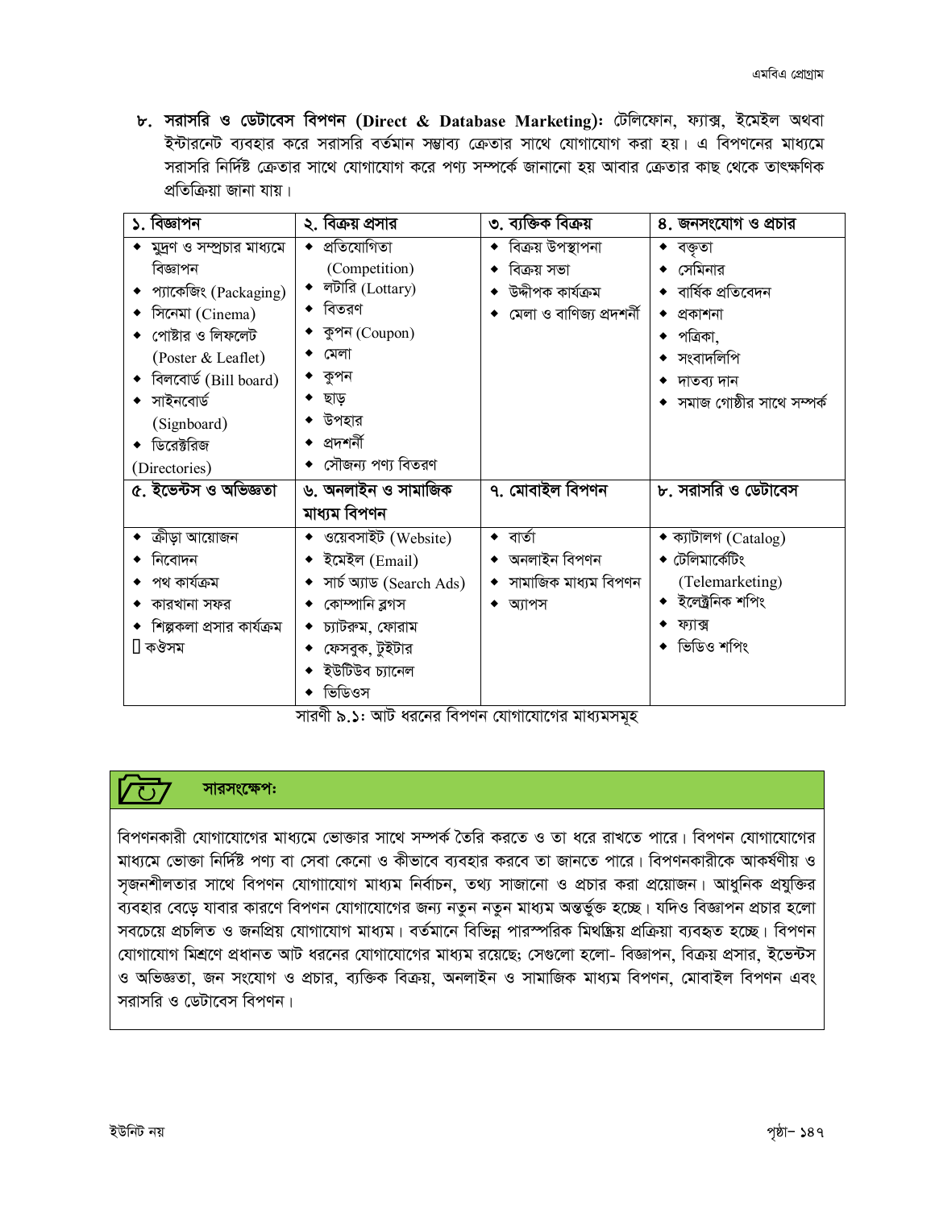৮. **সরাসরি ও ডেটাবেস বিপণন (Direct & Database Marketing):** টেলিফোন, ফ্যাক্স, ইমেইল অথবা ইন্টারনেট ব্যবহার করে সরাসরি বর্তমান সম্ভাব্য ক্রেতার সাথে যোগাযোগ করা হয়। এ বিপণনের মাধ্যমে সরাসরি নির্দিষ্ট ক্রেতার সাথে যোগাযোগ করে পণ্য সম্পর্কে জানানো হয় আবার ক্রেতার কাছ থেকে তাৎক্ষণিক প্রতিক্রিয়া জানা যায়।

| ১. বিজ্ঞাপন | ২. বিক্রয় প্রসার | ৩. ব্যক্তিক বিক্রয় | ৪. জনসংযোগ ও প্রচার |
|---|---|---|---|
| ◆ মুদ্রণ ও সম্প্রচার মাধ্যমে বিজ্ঞাপন<br>◆ প্যাকেজিং (Packaging)<br>◆ সিনেমা (Cinema)<br>◆ পোষ্টার ও লিফলেট (Poster & Leaflet)<br>◆ বিলবোর্ড (Bill board)<br>◆ সাইনবোর্ড (Signboard)<br>◆ ডিরেক্টরিজ (Directories) | ◆ প্রতিযোগিতা (Competition)<br>◆ লটারি (Lottary)<br>◆ বিতরণ<br>◆ কুপন (Coupon)<br>◆ মেলা<br>◆ কুপন<br>◆ ছাড়<br>◆ উপহার<br>◆ প্রদর্শনী<br>◆ সৌজন্য পণ্য বিতরণ | ◆ বিক্রয় উপস্থাপনা<br>◆ বিক্রয় সভা<br>◆ উদ্দীপক কার্যক্রম<br>◆ মেলা ও বাণিজ্য প্রদর্শনী | ◆ বক্তৃতা<br>◆ সেমিনার<br>◆ বার্ষিক প্রতিবেদন<br>◆ প্রকাশনা<br>◆ পত্রিকা,<br>◆ সংবাদলিপি<br>◆ দাতব্য দান<br>◆ সমাজ গোষ্ঠীর সাথে সম্পর্ক |
| **৫. ইভেন্টস ও অভিজ্ঞতা** | **৬. অনলাইন ও সামাজিক মাধ্যম বিপণন** | **৭. মোবাইল বিপণন** | **৮. সরাসরি ও ডেটাবেস** |
| ◆ ক্রীড়া আয়োজন<br>◆ নিবোদন<br>◆ পথ কার্যক্রম<br>◆ কারখানা সফর<br>◆ শিল্পকলা প্রসার কার্যক্রম<br>কওসম | ◆ ওয়েবসাইট (Website)<br>◆ ইমেইল (Email)<br>◆ সার্চ অ্যাড (Search Ads)<br>◆ কোম্পানি ব্লগস<br>◆ চ্যাটরুম, ফোরাম<br>◆ ফেসবুক, টুইটার<br>◆ ইউটিউব চ্যানেল<br>◆ ভিডিওস | ◆ বার্তা<br>◆ অনলাইন বিপণন<br>◆ সামাজিক মাধ্যম বিপণন<br>◆ অ্যাপস | ◆ ক্যাটালগ (Catalog)<br>◆ টেলিমার্কেটিং (Telemarketing)<br>◆ ইলেক্ট্রনিক শপিং<br>◆ ফ্যাক্স<br>◆ ভিডিও শপিং |

সারণী ৯.১: আট ধরনের বিপণন যোগাযোগের মাধ্যমসমূহ

### সারসংক্ষেপ:

বিপণনকারী যোগাযোগের মাধ্যমে ভোক্তার সাথে সম্পর্ক তৈরি করতে ও তা ধরে রাখতে পারে। বিপণন যোগাযোগের মাধ্যমে ভোক্তা নির্দিষ্ট পণ্য বা সেবা কেনো ও কীভাবে ব্যবহার করবে তা জানতে পারে। বিপণনকারীকে আকর্ষণীয় ও সৃজনশীলতার সাথে বিপণন যোগাাযোগ মাধ্যম নির্বাচন, তথ্য সাজানো ও প্রচার করা প্রয়োজন। আধুনিক প্রযুক্তির ব্যবহার বেড়ে যাবার কারণে বিপণন যোগাযোগের জন্য নতুন নতুন মাধ্যম অন্তর্ভুক্ত হচ্ছে। যদিও বিজ্ঞাপন প্রচার হলো সবচেয়ে প্রচলিত ও জনপ্রিয় যোগাযোগ মাধ্যম। বর্তমানে বিভিন্ন পারস্পরিক মিথষ্ক্রিয় প্রক্রিয়া ব্যবহৃত হচ্ছে। বিপণন যোগাযোগ মিশ্রণে প্রধানত আট ধরনের যোগাযোগের মাধ্যম রয়েছে; সেগুলো হলো- বিজ্ঞাপন, বিক্রয় প্রসার, ইভেন্টস ও অভিজ্ঞতা, জন সংযোগ ও প্রচার, ব্যক্তিক বিক্রয়, অনলাইন ও সামাজিক মাধ্যম বিপণন, মোবাইল বিপণন এবং সরাসরি ও ডেটাবেস বিপণন।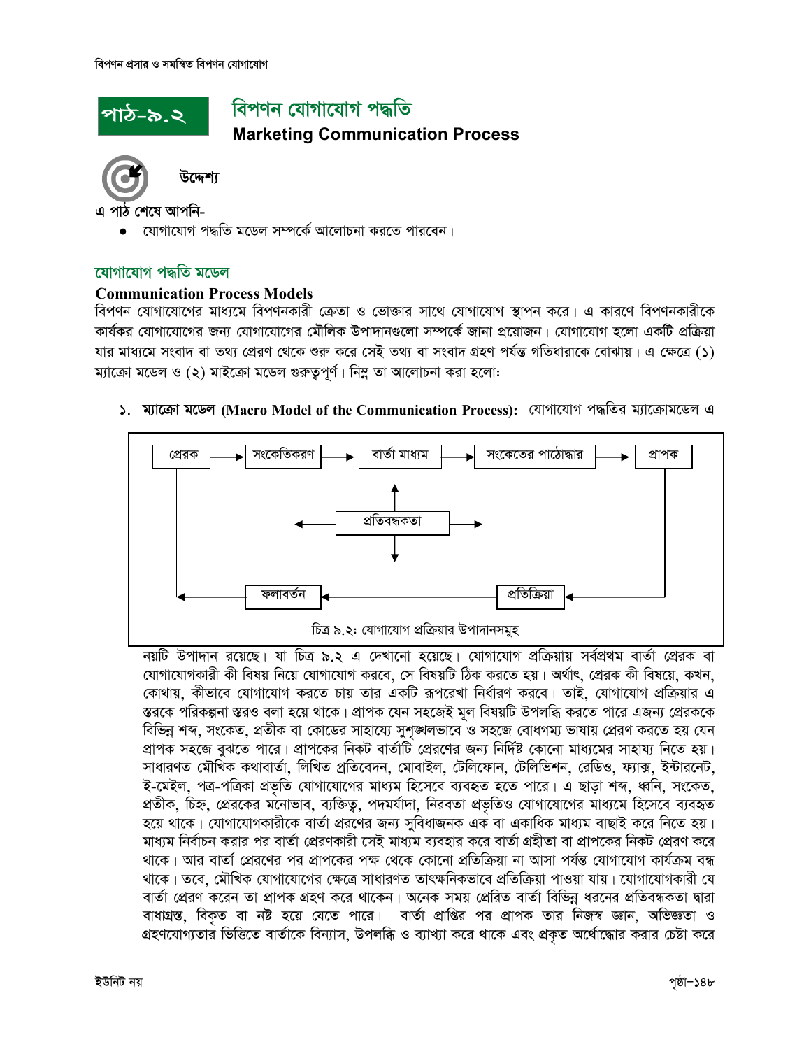## পাঠ-৯.২ বিপণন যোগাযোগ পদ্ধতি

### Marketing Communication Process

**উদ্দেশ্য**

**এ পাঠ শেষে আপনি-**

- যোগাযোগ পদ্ধতি মডেল সম্পর্কে আলোচনা করতে পারবেন।

### যোগাযোগ পদ্ধতি মডেল

**Communication Process Models**

বিপণন যোগাযোগের মাধ্যমে বিপণনকারী ক্রেতা ও ভোক্তার সাথে যোগাযোগ স্থাপন করে। এ কারণে বিপণনকারীকে কার্যকর যোগাযোগের জন্য যোগাযোগের মৌলিক উপাদানগুলো সম্পর্কে জানা প্রয়োজন। যোগাযোগ হলো একটি প্রক্রিয়া যার মাধ্যমে সংবাদ বা তথ্য প্রেরণ থেকে শুরু করে সেই তথ্য বা সংবাদ গ্রহণ পর্যন্ত গতিধারাকে বোঝায়। এ ক্ষেত্রে (১) ম্যাক্রো মডেল ও (২) মাইক্রো মডেল গুরুত্বপূর্ণ। নিম্নে তা আলোচনা করা হলো:

১. **ম্যাক্রো মডেল (Macro Model of the Communication Process):** যোগাযোগ পদ্ধতির ম্যাক্রোমডেল এ

প্রেরক → সংকেতিকরণ → বার্তা মাধ্যম → সংকেতের পাঠোদ্ধার → প্রাপক → প্রতিক্রিয়া → ফলাবর্তন → প্রেরক

প্রতিবন্ধকতা

চিত্র ৯.২: যোগাযোগ প্রক্রিয়ার উপাদানসমূহ

নয়টি উপাদান রয়েছে। যা চিত্র ৯.২ এ দেখানো হয়েছে। যোগাযোগ প্রক্রিয়ায় সর্বপ্রথম বার্তা প্রেরক বা যোগাযোগকারী কী বিষয় নিয়ে যোগাযোগ করবে, সে বিষয়টি ঠিক করতে হয়। অর্থাৎ, প্রেরক কী বিষয়ে, কখন, কোথায়, কীভাবে যোগাযোগ করতে চায় তার একটি রূপরেখা নির্ধারণ করবে। তাই, যোগাযোগ প্রক্রিয়ার এ স্তরকে পরিকল্পনা স্তরও বলা হয়ে থাকে। প্রাপক যেন সহজেই মূল বিষয়টি উপলব্ধি করতে পারে এজন্য প্রেরককে বিভিন্ন শব্দ, সংকেত, প্রতীক বা কোডের সাহায্যে সুশৃঙ্খলভাবে ও সহজে বোধগম্য ভাষায় প্রেরণ করতে হয় যেন প্রাপক সহজে বুঝতে পারে। প্রাপকের নিকট বার্তাটি প্রেরণের জন্য নির্দিষ্ট কোনো মাধ্যমের সাহায্য নিতে হয়। সাধারণত মৌখিক কথাবার্তা, লিখিত প্রতিবেদন, মোবাইল, টেলিফোন, টেলিভিশন, রেডিও, ফ্যাক্স, ইন্টারনেট, ই-মেইল, পত্র-পত্রিকা প্রভৃতি যোগাযোগের মাধ্যম হিসেবে ব্যবহৃত হতে পারে। এ ছাড়া শব্দ, ধ্বনি, সংকেত, প্রতীক, চিহ্ন, প্রেরকের মনোভাব, ব্যক্তিত্ব, পদমর্যাদা, নিরবতা প্রভৃতিও যোগাযোগের মাধ্যমে হিসেবে ব্যবহৃত হয়ে থাকে। যোগাযোগকারীকে বার্তা প্রেরণের জন্য সুবিধাজনক এক বা একাধিক মাধ্যম বাছাই করে নিতে হয়। মাধ্যম নির্বাচন করার পর বার্তা প্রেরণকারী সেই মাধ্যম ব্যবহার করে বার্তা গ্রহীতা বা প্রাপকের নিকট প্রেরণ করে থাকে। আর বার্তা প্রেরণের পর প্রাপকের পক্ষ থেকে কোনো প্রতিক্রিয়া না আসা পর্যন্ত যোগাযোগ কার্যক্রম বন্ধ থাকে। তবে, মৌখিক যোগাযোগের ক্ষেত্রে সাধারণত তাৎক্ষনিকভাবে প্রতিক্রিয়া পাওয়া যায়। যোগাযোগকারী যে বার্তা প্রেরণ করেন তা প্রাপক গ্রহণ করে থাকেন। অনেক সময় প্রেরিত বার্তা বিভিন্ন ধরনের প্রতিবন্ধকতা দ্বারা বাধাগ্রস্ত, বিকৃত বা নষ্ট হয়ে যেতে পারে। বার্তা প্রাপ্তির পর প্রাপক তার নিজস্ব জ্ঞান, অভিজ্ঞতা ও গ্রহণযোগ্যতার ভিত্তিতে বার্তাকে বিন্যাস, উপলব্ধি ও ব্যাখ্যা করে থাকে এবং প্রকৃত অর্থোদ্ধার করার চেষ্টা করে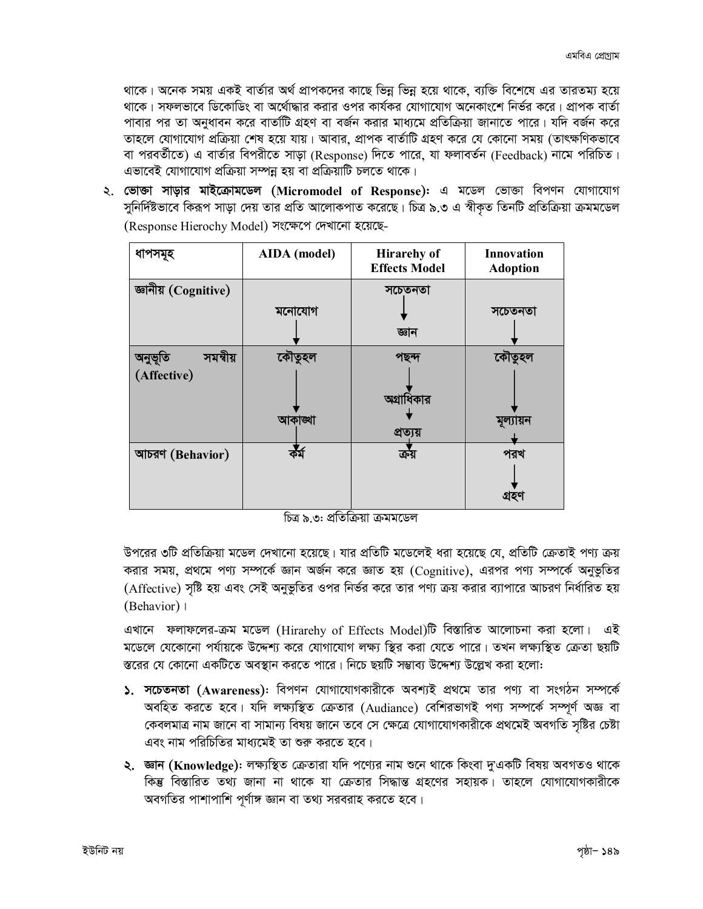থাকে। অনেক সময় একই বার্তার অর্থ প্রাপকদের কাছে ভিন্ন ভিন্ন হয়ে থাকে, ব্যক্তি বিশেষে এর তারতম্য হয়ে থাকে। সফলভাবে ডিকোডিং বা অর্থোদ্ধার করার ওপর কার্যকর যোগাযোগ অনেকাংশে নির্ভর করে। প্রাপক বার্তা পাবার পর তা অনুধাবন করে বার্তাটি গ্রহণ বা বর্জন করার মাধ্যমে প্রতিক্রিয়া জানাতে পারে। যদি বর্জন করে তাহলে যোগাযোগ প্রক্রিয়া শেষ হয়ে যায়। আবার, প্রাপক বার্তাটি গ্রহণ করে যে কোনো সময় (তাৎক্ষণিকভাবে বা পরবর্তীতে) এ বার্তার বিপরীতে সাড়া (Response) দিতে পারে, যা ফলাবর্তন (Feedback) নামে পরিচিত। এভাবেই যোগাযোগ প্রক্রিয়া সম্পন্ন হয় বা প্রক্রিয়াটি চলতে থাকে।

২. **ভোক্তা সাড়ার মাইক্রোমডেল (Micromodel of Response):** এ মডেল ভোক্তা বিপণন যোগাযোগ সুনির্দিষ্টভাবে কিরূপ সাড়া দেয় তার প্রতি আলোকপাত করেছে। চিত্র ৯.৩ এ স্বীকৃত তিনটি প্রতিক্রিয়া ক্রমমডেল (Response Hierochy Model) সংক্ষেপে দেখানো হয়েছে-

| ধাপসমূহ | AIDA (model) | Hirarehy of Effects Model | Innovation Adoption |
|---|---|---|---|
| জ্ঞানীয় (Cognitive) | মনোযোগ ↓ | সচেতনতা ↓ জ্ঞান | সচেতনতা ↓ |
| অনুভূতি সমন্বীয় (Affective) | কৌতূহল ↓ আকাঙ্খা ↓ | পছন্দ ↓ অগ্রাধিকার ↓ প্রত্যয় ↓ | কৌতূহল ↓ মূল্যায়ন ↓ |
| আচরণ (Behavior) | কর্ম | ক্রয় | পরখ ↓ গ্রহণ |

চিত্র ৯.৩: প্রতিক্রিয়া ক্রমমডেল

উপরের ৩টি প্রতিক্রিয়া মডেল দেখানো হয়েছে। যার প্রতিটি মডেলেই ধরা হয়েছে যে, প্রতিটি ক্রেতাই পণ্য ক্রয় করার সময়, প্রথমে পণ্য সম্পর্কে জ্ঞান অর্জন করে জ্ঞাত হয় (Cognitive), এরপর পণ্য সম্পর্কে অনুভূতির (Affective) সৃষ্টি হয় এবং সেই অনুভূতির ওপর নির্ভর করে তার পণ্য ক্রয় করার ব্যাপারে আচরণ নির্ধারিত হয় (Behavior)।

এখানে ফলাফলের-ক্রম মডেল (Hirarehy of Effects Model)টি বিস্তারিত আলোচনা করা হলো। এই মডেলে যেকোনো পর্যায়কে উদ্দেশ্য করে যোগাযোগ লক্ষ্য স্থির করা যেতে পারে। তখন লক্ষ্যস্থিত ক্রেতা ছয়টি স্তরের যে কোনো একটিতে অবস্থান করতে পারে। নিচে ছয়টি সম্ভাব্য উদ্দেশ্য উল্লেখ করা হলো:

১. **সচেতনতা (Awareness):** বিপণন যোগাযোগকারীকে অবশ্যই প্রথমে তার পণ্য বা সংগঠন সম্পর্কে অবহিত করতে হবে। যদি লক্ষ্যস্থিত ক্রেতার (Audiance) বেশিরভাগই পণ্য সম্পর্কে সম্পূর্ণ অজ্ঞ বা কেবলমাত্র নাম জানে বা সামান্য বিষয় জানে তবে সে ক্ষেত্রে যোগাযোগকারীকে প্রথমেই অবগতি সৃষ্টির চেষ্টা এবং নাম পরিচিতির মাধ্যমেই তা শুরু করতে হবে।

২. **জ্ঞান (Knowledge):** লক্ষ্যস্থিত ক্রেতারা যদি পণ্যের নাম শুনে থাকে কিংবা দু'একটি বিষয় অবগতও থাকে কিন্তু বিস্তারিত তথ্য জানা না থাকে যা ক্রেতার সিদ্ধান্ত গ্রহণের সহায়ক। তাহলে যোগাযোগকারীকে অবগতির পাশাপাশি পূর্ণাঙ্গ জ্ঞান বা তথ্য সরবরাহ করতে হবে।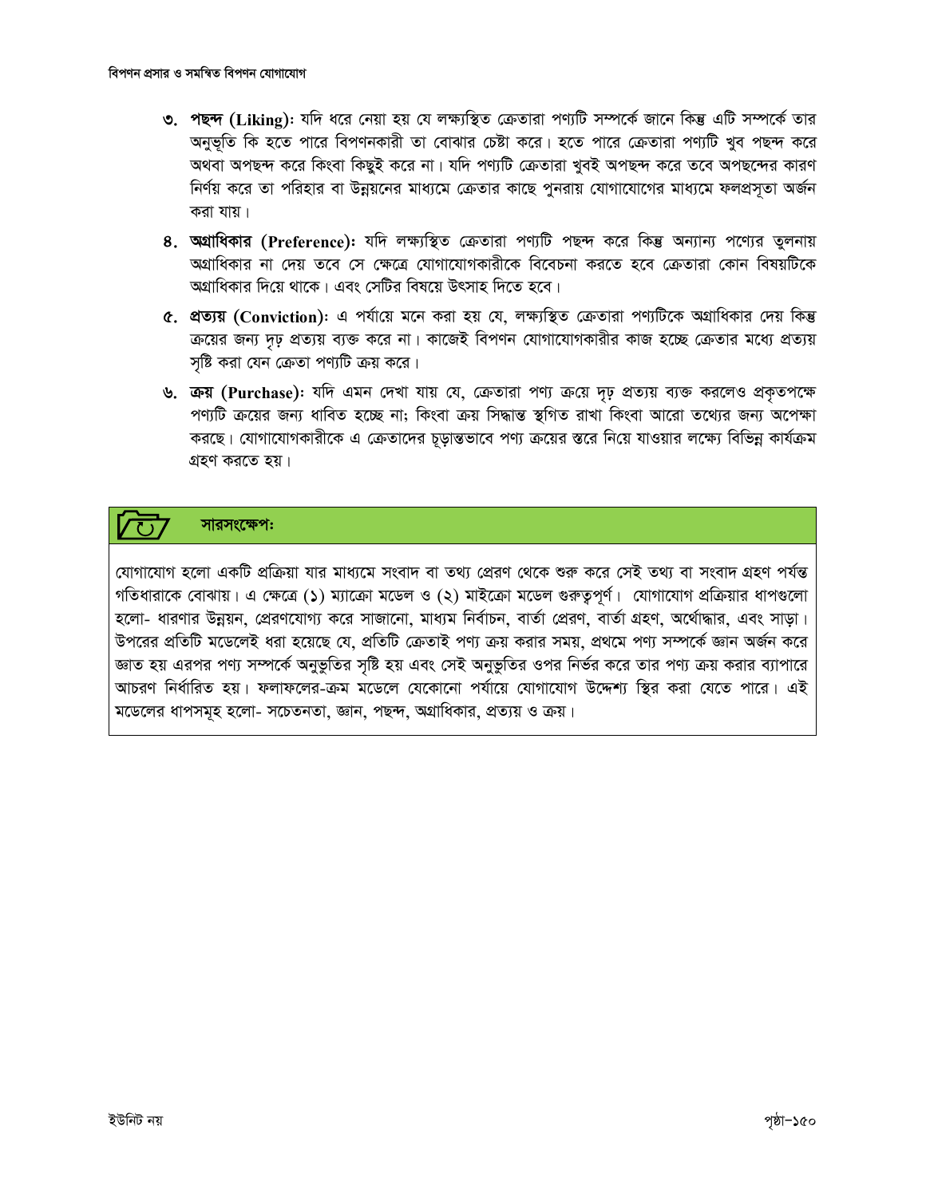৩. **পছন্দ (Liking)**: যদি ধরে নেয়া হয় যে লক্ষ্যস্থিত ক্রেতারা পণ্যটি সম্পর্কে জানে কিন্তু এটি সম্পর্কে তার অনুভূতি কি হতে পারে বিপণনকারী তা বোঝার চেষ্টা করে। হতে পারে ক্রেতারা পণ্যটি খুব পছন্দ করে অথবা অপছন্দ করে কিংবা কিছুই করে না। যদি পণ্যটি ক্রেতারা খুবই অপছন্দ করে তবে অপছন্দের কারণ নির্ণয় করে তা পরিহার বা উন্নয়নের মাধ্যমে ক্রেতার কাছে পুনরায় যোগাযোগের মাধ্যমে ফলপ্রসূতা অর্জন করা যায়।

৪. **অগ্রাধিকার (Preference)**: যদি লক্ষ্যস্থিত ক্রেতারা পণ্যটি পছন্দ করে কিন্তু অন্যান্য পণ্যের তুলনায় অগ্রাধিকার না দেয় তবে সে ক্ষেত্রে যোগাযোগকারীকে বিবেচনা করতে হবে ক্রেতারা কোন বিষয়টিকে অগ্রাধিকার দিয়ে থাকে। এবং সেটির বিষয়ে উৎসাহ দিতে হবে।

৫. **প্রত্যয় (Conviction)**: এ পর্যায়ে মনে করা হয় যে, লক্ষ্যস্থিত ক্রেতারা পণ্যটিকে অগ্রাধিকার দেয় কিন্তু ক্রয়ের জন্য দৃঢ় প্রত্যয় ব্যক্ত করে না। কাজেই বিপণন যোগাযোগকারীর কাজ হচ্ছে ক্রেতার মধ্যে প্রত্যয় সৃষ্টি করা যেন ক্রেতা পণ্যটি ক্রয় করে।

৬. **ক্রয় (Purchase)**: যদি এমন দেখা যায় যে, ক্রেতারা পণ্য ক্রয়ে দৃঢ় প্রত্যয় ব্যক্ত করলেও প্রকৃতপক্ষে পণ্যটি ক্রয়ের জন্য ধাবিত হচ্ছে না; কিংবা ক্রয় সিদ্ধান্ত স্থগিত রাখা কিংবা আরো তথ্যের জন্য অপেক্ষা করছে। যোগাযোগকারীকে এ ক্রেতাদের চূড়ান্তভাবে পণ্য ক্রয়ের স্তরে নিয়ে যাওয়ার লক্ষ্যে বিভিন্ন কার্যক্রম গ্রহণ করতে হয়।

### সারসংক্ষেপঃ

যোগাযোগ হলো একটি প্রক্রিয়া যার মাধ্যমে সংবাদ বা তথ্য প্রেরণ থেকে শুরু করে সেই তথ্য বা সংবাদ গ্রহণ পর্যন্ত গতিধারাকে বোঝায়। এ ক্ষেত্রে (১) ম্যাক্রো মডেল ও (২) মাইক্রো মডেল গুরুত্বপূর্ণ। যোগাযোগ প্রক্রিয়ার ধাপগুলো হলো- ধারণার উন্নয়ন, প্রেরণযোগ্য করে সাজানো, মাধ্যম নির্বাচন, বার্তা প্রেরণ, বার্তা গ্রহণ, অর্থোদ্ধার, এবং সাড়া। উপরের প্রতিটি মডেলেই ধরা হয়েছে যে, প্রতিটি ক্রেতাই পণ্য ক্রয় করার সময়, প্রথমে পণ্য সম্পর্কে জ্ঞান অর্জন করে জ্ঞাত হয় এরপর পণ্য সম্পর্কে অনুভূতির সৃষ্টি হয় এবং সেই অনুভূতির ওপর নির্ভর করে তার পণ্য ক্রয় করার ব্যাপারে আচরণ নির্ধারিত হয়। ফলাফলের-ক্রম মডেলে যেকোনো পর্যায়ে যোগাযোগ উদ্দেশ্য স্থির করা যেতে পারে। এই মডেলের ধাপসমূহ হলো- সচেতনতা, জ্ঞান, পছন্দ, অগ্রাধিকার, প্রত্যয় ও ক্রয়।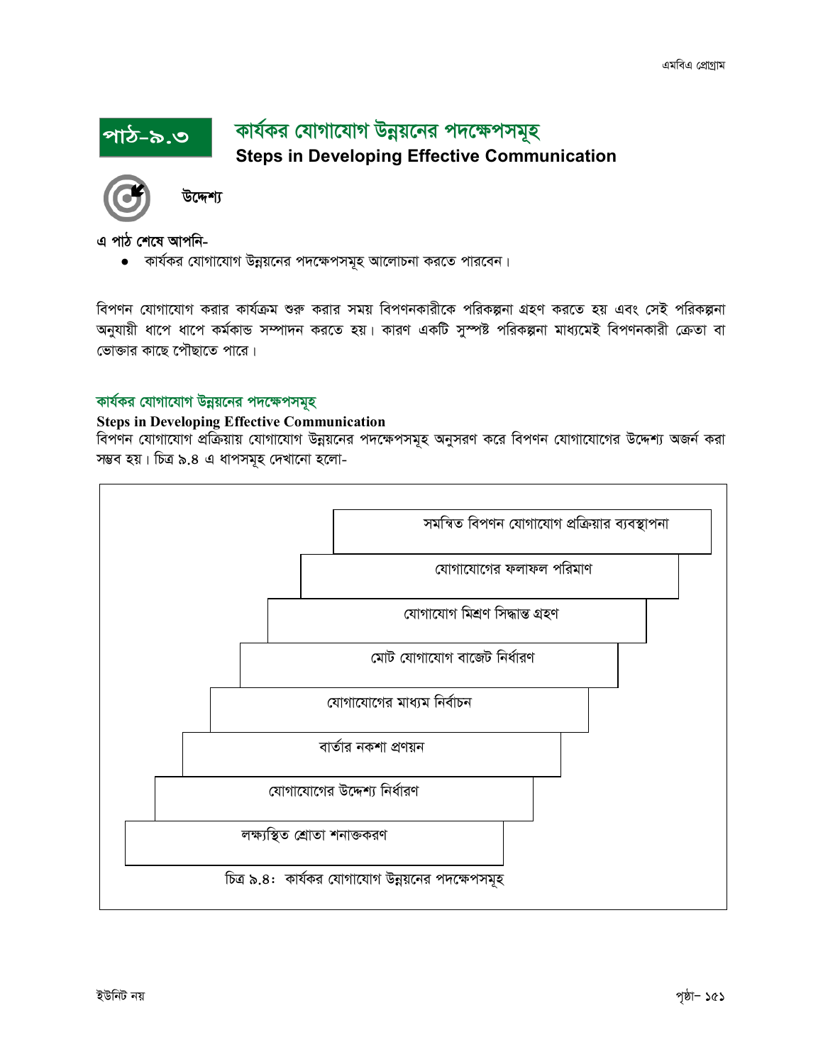## পাঠ-৯.৩ কার্যকর যোগাযোগ উন্নয়নের পদক্ষেপসমূহ

**Steps in Developing Effective Communication**

**উদ্দেশ্য**

**এ পাঠ শেষে আপনি-**

- কার্যকর যোগাযোগ উন্নয়নের পদক্ষেপসমূহ আলোচনা করতে পারবেন।

বিপণন যোগাযোগ করার কার্যক্রম শুরু করার সময় বিপণনকারীকে পরিকল্পনা গ্রহণ করতে হয় এবং সেই পরিকল্পনা অনুযায়ী ধাপে ধাপে কর্মকান্ড সম্পাদন করতে হয়। কারণ একটি সুস্পষ্ট পরিকল্পনা মাধ্যমেই বিপণনকারী ক্রেতা বা ভোক্তার কাছে পৌছাতে পারে।

### কার্যকর যোগাযোগ উন্নয়নের পদক্ষেপসমূহ

**Steps in Developing Effective Communication**

বিপণন যোগাযোগ প্রক্রিয়ায় যোগাযোগ উন্নয়নের পদক্ষেপসমূহ অনুসরণ করে বিপণন যোগাযোগের উদ্দেশ্য অর্জন করা সম্ভব হয়। চিত্র ৯.৪ এ ধাপসমূহ দেখানো হলো-

- সমন্বিত বিপণন যোগাযোগ প্রক্রিয়ার ব্যবস্থাপনা
- যোগাযোগের ফলাফল পরিমাণ
- যোগাযোগ মিশ্রণ সিদ্ধান্ত গ্রহণ
- মোট যোগাযোগ বাজেট নির্ধারণ
- যোগাযোগের মাধ্যম নির্বাচন
- বার্তার নকশা প্রণয়ন
- যোগাযোগের উদ্দেশ্য নির্ধারণ
- লক্ষ্যস্থিত শ্রোতা শনাক্তকরণ

চিত্র ৯.৪: কার্যকর যোগাযোগ উন্নয়নের পদক্ষেপসমূহ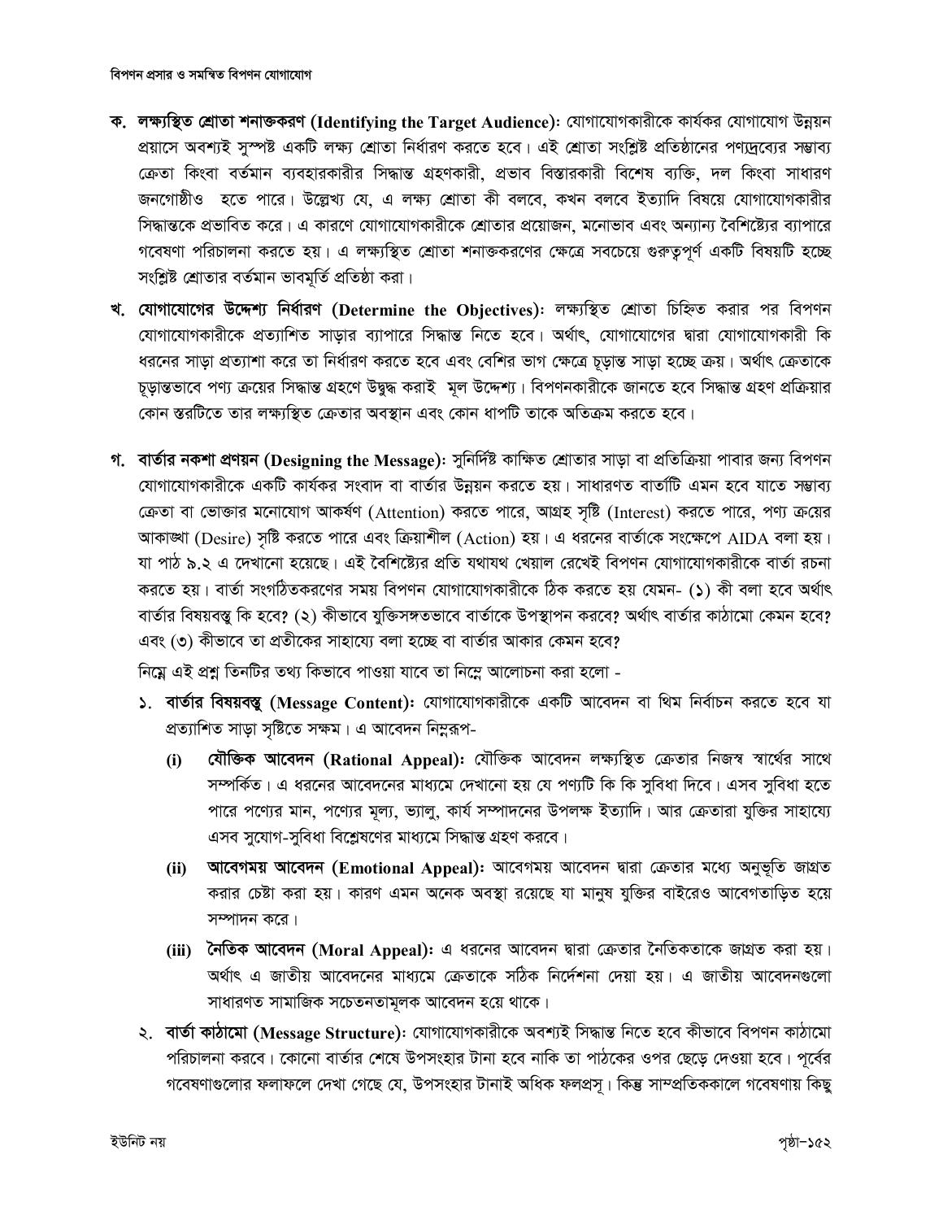**ক. লক্ষ্যস্থিত শ্রোতা শনাক্তকরণ (Identifying the Target Audience):** যোগাযোগকারীকে কার্যকর যোগাযোগ উন্নয়ন প্রয়াসে অবশ্যই সুস্পষ্ট একটি লক্ষ্য শ্রোতা নির্ধারণ করতে হবে। এই শ্রোতা সংশ্লিষ্ট প্রতিষ্ঠানের পণ্যদ্রব্যের সম্ভাব্য ক্রেতা কিংবা বর্তমান ব্যবহারকারীর সিদ্ধান্ত গ্রহণকারী, প্রভাব বিস্তারকারী বিশেষ ব্যক্তি, দল কিংবা সাধারণ জনগোষ্ঠীও হতে পারে। উল্লেখ্য যে, এ লক্ষ্য শ্রোতা কী বলবে, কখন বলবে ইত্যাদি বিষয়ে যোগাযোগকারীর সিদ্ধান্তকে প্রভাবিত করে। এ কারণে যোগাযোগকারীকে শ্রোতার প্রয়োজন, মনোভাব এবং অন্যান্য বৈশিষ্ট্যের ব্যাপারে গবেষণা পরিচালনা করতে হয়। এ লক্ষ্যস্থিত শ্রোতা শনাক্তকরণের ক্ষেত্রে সবচেয়ে গুরুত্বপূর্ণ একটি বিষয়টি হচ্ছে সংশ্লিষ্ট শ্রোতার বর্তমান ভাবমূর্তি প্রতিষ্ঠা করা।

**খ. যোগাযোগের উদ্দেশ্য নির্ধারণ (Determine the Objectives):** লক্ষ্যস্থিত শ্রোতা চিহ্নিত করার পর বিপণন যোগাযোগকারীকে প্রত্যাশিত সাড়ার ব্যাপারে সিদ্ধান্ত নিতে হবে। অর্থাৎ, যোগাযোগের দ্বারা যোগাযোগকারী কি ধরনের সাড়া প্রত্যাশা করে তা নির্ধারণ করতে হবে এবং বেশির ভাগ ক্ষেত্রে চূড়ান্ত সাড়া হচ্ছে ক্রয়। অর্থাৎ ক্রেতাকে চূড়ান্তভাবে পণ্য ক্রয়ের সিদ্ধান্ত গ্রহণে উদ্বুদ্ধ করাই মূল উদ্দেশ্য। বিপণনকারীকে জানতে হবে সিদ্ধান্ত গ্রহণ প্রক্রিয়ার কোন স্তরটিতে তার লক্ষ্যস্থিত ক্রেতার অবস্থান এবং কোন ধাপটি তাকে অতিক্রম করতে হবে।

**গ. বার্তার নকশা প্রণয়ন (Designing the Message):** সুনির্দিষ্ট কাঙ্ক্ষিত শ্রোতার সাড়া বা প্রতিক্রিয়া পাবার জন্য বিপণন যোগাযোগকারীকে একটি কার্যকর সংবাদ বা বার্তার উন্নয়ন করতে হয়। সাধারণত বার্তাটি এমন হবে যাতে সম্ভাব্য ক্রেতা বা ভোক্তার মনোযোগ আকর্ষণ (Attention) করতে পারে, আগ্রহ সৃষ্টি (Interest) করতে পারে, পণ্য ক্রয়ের আকাঙ্খা (Desire) সৃষ্টি করতে পারে এবং ক্রিয়াশীল (Action) হয়। এ ধরনের বার্তাকে সংক্ষেপে AIDA বলা হয়। যা পাঠ ৯.২ এ দেখানো হয়েছে। এই বৈশিষ্ট্যের প্রতি যথাযথ খেয়াল রেখেই বিপণন যোগাযোগকারীকে বার্তা রচনা করতে হয়। বার্তা সংগঠিতকরণের সময় বিপণন যোগাযোগকারীকে ঠিক করতে হয় যেমন- (১) কী বলা হবে অর্থাৎ বার্তার বিষয়বস্তু কি হবে? (২) কীভাবে যুক্তিসঙ্গতভাবে বার্তাকে উপস্থাপন করবে? অর্থাৎ বার্তার কাঠামো কেমন হবে? এবং (৩) কীভাবে তা প্রতীকের সাহায্যে বলা হচ্ছে বা বার্তার আকার কেমন হবে?

নিম্নে এই প্রশ্ন তিনটির তথ্য কিভাবে পাওয়া যাবে তা নিম্নে আলোচনা করা হলো -

১. **বার্তার বিষয়বস্তু (Message Content):** যোগাযোগকারীকে একটি আবেদন বা থিম নির্বাচন করতে হবে যা প্রত্যাশিত সাড়া সৃষ্টিতে সক্ষম। এ আবেদন নিম্নরূপ-

   (i) **যৌক্তিক আবেদন (Rational Appeal):** যৌক্তিক আবেদন লক্ষ্যস্থিত ক্রেতার নিজস্ব স্বার্থের সাথে সম্পর্কিত। এ ধরনের আবেদনের মাধ্যমে দেখানো হয় যে পণ্যটি কি কি সুবিধা দিবে। এসব সুবিধা হতে পারে পণ্যের মান, পণ্যের মূল্য, ভ্যালু, কার্য সম্পাদনের উপলক্ষ ইত্যাদি। আর ক্রেতারা যুক্তির সাহায্যে এসব সুযোগ-সুবিধা বিশ্লেষণের মাধ্যমে সিদ্ধান্ত গ্রহণ করবে।

   (ii) **আবেগময় আবেদন (Emotional Appeal):** আবেগময় আবেদন দ্বারা ক্রেতার মধ্যে অনুভূতি জাগ্রত করার চেষ্টা করা হয়। কারণ এমন অনেক অবস্থা রয়েছে যা মানুষ যুক্তির বাইরেও আবেগতাড়িত হয়ে সম্পাদন করে।

   (iii) **নৈতিক আবেদন (Moral Appeal):** এ ধরনের আবেদন দ্বারা ক্রেতার নৈতিকতাকে জাগ্রত করা হয়। অর্থাৎ এ জাতীয় আবেদনের মাধ্যমে ক্রেতাকে সঠিক নির্দেশনা দেয়া হয়। এ জাতীয় আবেদনগুলো সাধারণত সামাজিক সচেতনতামূলক আবেদন হয়ে থাকে।

২. **বার্তা কাঠামো (Message Structure):** যোগাযোগকারীকে অবশ্যই সিদ্ধান্ত নিতে হবে কীভাবে বিপণন কাঠামো পরিচালনা করবে। কোনো বার্তার শেষে উপসংহার টানা হবে নাকি তা পাঠকের ওপর ছেড়ে দেওয়া হবে। পূর্বের গবেষণাগুলোর ফলাফলে দেখা গেছে যে, উপসংহার টানাই অধিক ফলপ্রসূ। কিন্তু সাম্প্রতিককালে গবেষণায় কিছু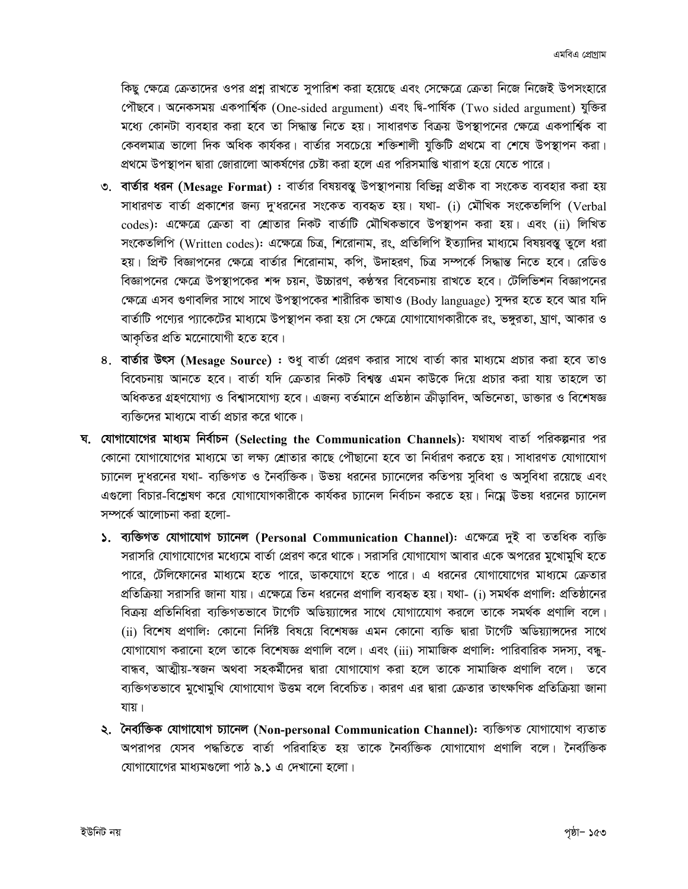কিছু ক্ষেত্রে ক্রেতাদের ওপর প্রশ্ন রাখতে সুপারিশ করা হয়েছে এবং সেক্ষেত্রে ক্রেতা নিজে নিজেই উপসংহারে পৌছবে। অনেকসময় একপার্শ্বিক (One-sided argument) এবং দ্বি-পার্ষিক (Two sided argument) যুক্তির মধ্যে কোনটা ব্যবহার করা হবে তা সিদ্ধান্ত নিতে হয়। সাধারণত বিক্রয় উপস্থাপনের ক্ষেত্রে একপার্শ্বিক বা কেবলমাত্র ভালো দিক অধিক কার্যকর। বার্তার সবচেয়ে শক্তিশালী যুক্তিটি প্রথমে বা শেষে উপস্থাপন করা। প্রথমে উপস্থাপন দ্বারা জোরালো আকর্ষণের চেষ্টা করা হলে এর পরিসমাপ্তি খারাপ হয়ে যেতে পারে।

৩. **বার্তার ধরন (Mesage Format) :** বার্তার বিষয়বস্তু উপস্থাপনায় বিভিন্ন প্রতীক বা সংকেত ব্যবহার করা হয় সাধারণত বার্তা প্রকাশের জন্য দু'ধরনের সংকেত ব্যবহৃত হয়। যথা- (i) মৌখিক সংকেতলিপি (Verbal codes)ঃ এক্ষেত্রে ক্রেতা বা শ্রোতার নিকট বার্তাটি মৌখিকভাবে উপস্থাপন করা হয়। এবং (ii) লিখিত সংকেতলিপি (Written codes)ঃ এক্ষেত্রে চিত্র, শিরোনাম, রং, প্রতিলিপি ইত্যাদির মাধ্যমে বিষয়বস্তু তুলে ধরা হয়। প্রিন্ট বিজ্ঞাপনের ক্ষেত্রে বার্তার শিরোনাম, কপি, উদাহরণ, চিত্র সম্পর্কে সিদ্ধান্ত নিতে হবে। রেডিও বিজ্ঞাপনের ক্ষেত্রে উপস্থাপকের শব্দ চয়ন, উচ্চারণ, কণ্ঠস্বর বিবেচনায় রাখতে হবে। টেলিভিশন বিজ্ঞাপনের ক্ষেত্রে এসব গুণাবলির সাথে সাথে উপস্থাপকের শারীরিক ভাষাও (Body language) সুন্দর হতে হবে আর যদি বার্তাটি পণ্যের প্যাকেটের মাধ্যমে উপস্থাপন করা হয় সে ক্ষেত্রে যোগাযোগকারীকে রং, ভঙ্গুরতা, ঘ্রাণ, আকার ও আকৃতির প্রতি মনোযোগী হতে হবে।

৪. **বার্তার উৎস (Mesage Source) :** শুধু বার্তা প্রেরণ করার সাথে বার্তা কার মাধ্যমে প্রচার করা হবে তাও বিবেচনায় আনতে হবে। বার্তা যদি ক্রেতার নিকট বিশ্বস্ত এমন কাউকে দিয়ে প্রচার করা যায় তাহলে তা অধিকতর গ্রহণযোগ্য ও বিশ্বাসযোগ্য হবে। এজন্য বর্তমানে প্রতিষ্ঠান ক্রীড়াবিদ, অভিনেতা, ডাক্তার ও বিশেষজ্ঞ ব্যক্তিদের মাধ্যমে বার্তা প্রচার করে থাকে।

**ঘ. যোগাযোগের মাধ্যম নির্বাচন (Selecting the Communication Channels):** যথাযথ বার্তা পরিকল্পনার পর কোনো যোগাযোগের মাধ্যমে তা লক্ষ্য শ্রোতার কাছে পৌছানো হবে তা নির্ধারণ করতে হয়। সাধারণত যোগাযোগ চ্যানেল দু'ধরনের যথা- ব্যক্তিগত ও নৈর্ব্যক্তিক। উভয় ধরনের চ্যানেলের কতিপয় সুবিধা ও অসুবিধা রয়েছে এবং এগুলো বিচার-বিশ্লেষণ করে যোগাযোগকারীকে কার্যকর চ্যানেল নির্বাচন করতে হয়। নিম্নে উভয় ধরনের চ্যানেল সম্পর্কে আলোচনা করা হলো-

১. **ব্যক্তিগত যোগাযোগ চ্যানেল (Personal Communication Channel):** এক্ষেত্রে দুই বা ততধিক ব্যক্তি সরাসরি যোগাযোগের মধ্যেমে বার্তা প্রেরণ করে থাকে। সরাসরি যোগাযোগ আবার একে অপরের মুখোমুখি হতে পারে, টেলিফোনের মাধ্যমে হতে পারে, ডাকযোগে হতে পারে। এ ধরনের যোগাযোগের মাধ্যমে ক্রেতার প্রতিক্রিয়া সরাসরি জানা যায়। এক্ষেত্রে তিন ধরনের প্রণালি ব্যবহৃত হয়। যথা- (i) সমর্থক প্রণালিঃ প্রতিষ্ঠানের বিক্রয় প্রতিনিধিরা ব্যক্তিগতভাবে টার্গেট অডিয়্যান্সের সাথে যোগাযোগ করলে তাকে সমর্থক প্রণালি বলে। (ii) বিশেষ প্রণালিঃ কোনো নির্দিষ্ট বিষয়ে বিশেষজ্ঞ এমন কোনো ব্যক্তি দ্বারা টার্গেট অডিয়্যান্সদের সাথে যোগাযোগ করানো হলে তাকে বিশেষজ্ঞ প্রণালি বলে। এবং (iii) সামাজিক প্রণালিঃ পারিবারিক সদস্য, বন্ধু-বান্ধব, আত্মীয়-স্বজন অথবা সহকর্মীদের দ্বারা যোগাযোগ করা হলে তাকে সামাজিক প্রণালি বলে। তবে ব্যক্তিগতভাবে মুখোমুখি যোগাযোগ উত্তম বলে বিবেচিত। কারণ এর দ্বারা ক্রেতার তাৎক্ষণিক প্রতিক্রিয়া জানা যায়।

২. **নৈর্ব্যক্তিক যোগাযোগ চ্যানেল (Non-personal Communication Channel):** ব্যক্তিগত যোগাযোগ ব্যতাত অপরাপর যেসব পদ্ধতিতে বার্তা পরিবাহিত হয় তাকে নৈর্ব্যক্তিক যোগাযোগ প্রণালি বলে। নৈর্ব্যক্তিক যোগাযোগের মাধ্যমগুলো পাঠ ৯.১ এ দেখানো হলো।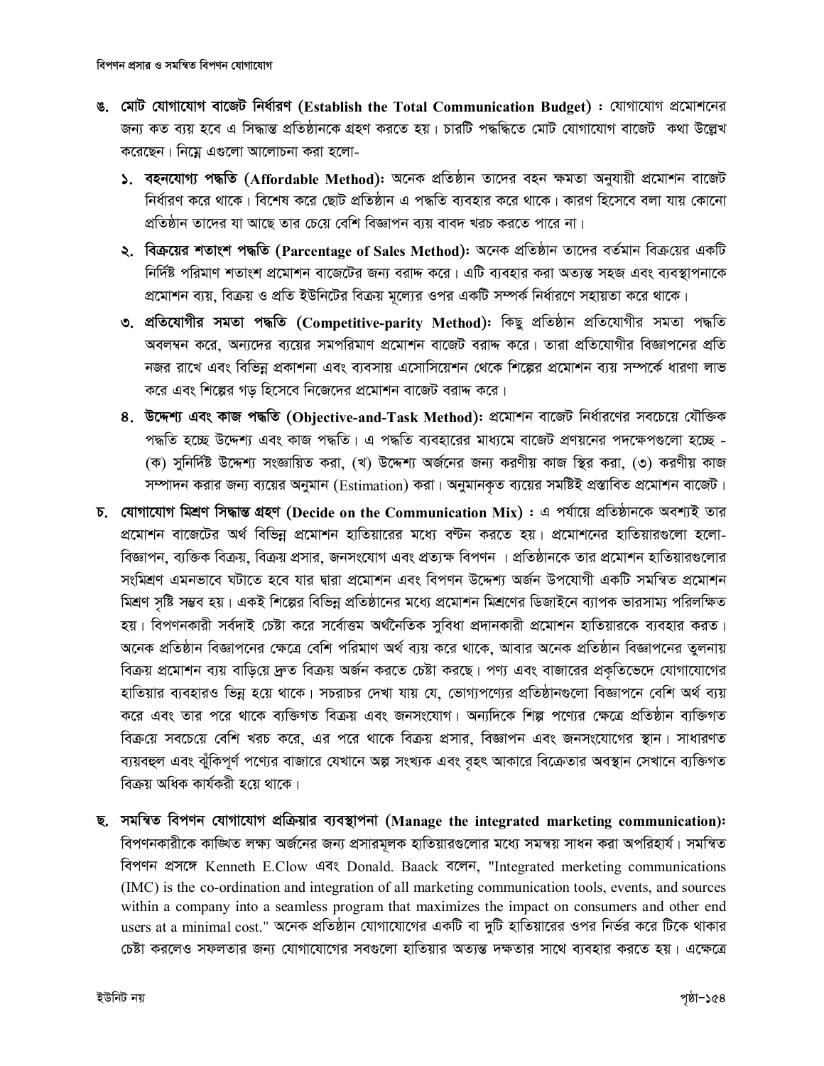**ঙ. মোট যোগাযোগ বাজেট নির্ধারণ (Establish the Total Communication Budget) :** যোগাযোগ প্রমোশনের জন্য কত ব্যয় হবে এ সিদ্ধান্ত প্রতিষ্ঠানকে গ্রহণ করতে হয়। চারটি পদ্ধতিতে মোট যোগাযোগ বাজেট কথা উল্লেখ করেছেন। নিম্নে এগুলো আলোচনা করা হলো-

১. **বহনযোগ্য পদ্ধতি (Affordable Method):** অনেক প্রতিষ্ঠান তাদের বহন ক্ষমতা অনুযায়ী প্রমোশন বাজেট নির্ধারণ করে থাকে। বিশেষ করে ছোট প্রতিষ্ঠান এ পদ্ধতি ব্যবহার করে থাকে। কারণ হিসেবে বলা যায় কোনো প্রতিষ্ঠান তাদের যা আছে তার চেয়ে বেশি বিজ্ঞাপন ব্যয় বাবদ খরচ করতে পারে না।

২. **বিক্রয়ের শতাংশ পদ্ধতি (Parcentage of Sales Method):** অনেক প্রতিষ্ঠান তাদের বর্তমান বিক্রয়ের একটি নির্দিষ্ট পরিমাণ শতাংশ প্রমোশন বাজেটের জন্য বরাদ্দ করে। এটি ব্যবহার করা অত্যন্ত সহজ এবং ব্যবস্থাপনাকে প্রমোশন ব্যয়, বিক্রয় ও প্রতি ইউনিটের বিক্রয় মূল্যের ওপর একটি সম্পর্ক নির্ধারণে সহায়তা করে থাকে।

৩. **প্রতিযোগীর সমতা পদ্ধতি (Competitive-parity Method):** কিছু প্রতিষ্ঠান প্রতিযোগীর সমতা পদ্ধতি অবলম্বন করে, অন্যদের ব্যয়ের সমপরিমাণ প্রমোশন বাজেট বরাদ্দ করে। তারা প্রতিযোগীর বিজ্ঞাপনের প্রতি নজর রাখে এবং বিভিন্ন প্রকাশনা এবং ব্যবসায় এসোসিয়েশন থেকে শিল্পের প্রমোশন ব্যয় সম্পর্কে ধারণা লাভ করে এবং শিল্পের গড় হিসেবে নিজেদের প্রমোশন বাজেট বরাদ্দ করে।

৪. **উদ্দেশ্য এবং কাজ পদ্ধতি (Objective-and-Task Method):** প্রমোশন বাজেট নির্ধারণের সবচেয়ে যৌক্তিক পদ্ধতি হচ্ছে উদ্দেশ্য এবং কাজ পদ্ধতি। এ পদ্ধতি ব্যবহারের মাধ্যমে বাজেট প্রণয়নের পদক্ষেপগুলো হচ্ছে - (ক) সুনির্দিষ্ট উদ্দেশ্য সংজ্ঞায়িত করা, (খ) উদ্দেশ্য অর্জনের জন্য করণীয় কাজ স্থির করা, (৩) করণীয় কাজ সম্পাদন করার জন্য ব্যয়ের অনুমান (Estimation) করা। অনুমানকৃত ব্যয়ের সমষ্টিই প্রস্তাবিত প্রমোশন বাজেট।

**চ. যোগাযোগ মিশ্রণ সিদ্ধান্ত গ্রহণ (Decide on the Communication Mix) :** এ পর্যায়ে প্রতিষ্ঠানকে অবশ্যই তার প্রমোশন বাজেটের অর্থ বিভিন্ন প্রমোশন হাতিয়ারের মধ্যে বন্টন করতে হয়। প্রমোশনের হাতিয়ারগুলো হলো- বিজ্ঞাপন, ব্যক্তিক বিক্রয়, বিক্রয় প্রসার, জনসংযোগ এবং প্রত্যক্ষ বিপণন । প্রতিষ্ঠানকে তার প্রমোশন হাতিয়ারগুলোর সংমিশ্রণ এমনভাবে ঘটাতে হবে যার দ্বারা প্রমোশন এবং বিপণন উদ্দেশ্য অর্জন উপযোগী একটি সমন্বিত প্রমোশন মিশ্রণ সৃষ্টি সম্ভব হয়। একই শিল্পের বিভিন্ন প্রতিষ্ঠানের মধ্যে প্রমোশন মিশ্রণের ডিজাইনে ব্যাপক ভারসাম্য পরিলক্ষিত হয়। বিপণনকারী সর্বদাই চেষ্টা করে সর্বোত্তম অর্থনৈতিক সুবিধা প্রদানকারী প্রমোশন হাতিয়ারকে ব্যবহার করত। অনেক প্রতিষ্ঠান বিজ্ঞাপনের ক্ষেত্রে বেশি পরিমাণ অর্থ ব্যয় করে থাকে, আবার অনেক প্রতিষ্ঠান বিজ্ঞাপনের তুলনায় বিক্রয় প্রমোশন ব্যয় বাড়িয়ে দ্রুত বিক্রয় অর্জন করতে চেষ্টা করছে। পণ্য এবং বাজারের প্রকৃতিভেদে যোগাযোগের হাতিয়ার ব্যবহারও ভিন্ন হয়ে থাকে। সচরাচর দেখা যায় যে, ভোগ্যপণ্যের প্রতিষ্ঠানগুলো বিজ্ঞাপনে বেশি অর্থ ব্যয় করে এবং তার পরে থাকে ব্যক্তিগত বিক্রয় এবং জনসংযোগ। অন্যদিকে শিল্প পণ্যের ক্ষেত্রে প্রতিষ্ঠান ব্যক্তিগত বিক্রয়ে সবচেয়ে বেশি খরচ করে, এর পরে থাকে বিক্রয় প্রসার, বিজ্ঞাপন এবং জনসংযোগের স্থান। সাধারণত ব্যয়বহুল এবং ঝুঁকিপূর্ণ পণ্যের বাজারে যেখানে অল্প সংখ্যক এবং বৃহৎ আকারে বিক্রেতার অবস্থান সেখানে ব্যক্তিগত বিক্রয় অধিক কার্যকরী হয়ে থাকে।

**ছ. সমন্বিত বিপণন যোগাযোগ প্রক্রিয়ার ব্যবস্থাপনা (Manage the integrated marketing communication):** বিপণনকারীকে কাঙ্খিত লক্ষ্য অর্জনের জন্য প্রসারমূলক হাতিয়ারগুলোর মধ্যে সমন্বয় সাধন করা অপরিহার্য। সমন্বিত বিপণন প্রসঙ্গে Kenneth E.Clow এবং Donald. Baack বলেন, "Integrated merketing communications (IMC) is the co-ordination and integration of all marketing communication tools, events, and sources within a company into a seamless program that maximizes the impact on consumers and other end users at a minimal cost." অনেক প্রতিষ্ঠান যোগাযোগের একটি বা দুটি হাতিয়ারের ওপর নির্ভর করে টিকে থাকার চেষ্টা করলেও সফলতার জন্য যোগাযোগের সবগুলো হাতিয়ার অত্যন্ত দক্ষতার সাথে ব্যবহার করতে হয়। এক্ষেত্রে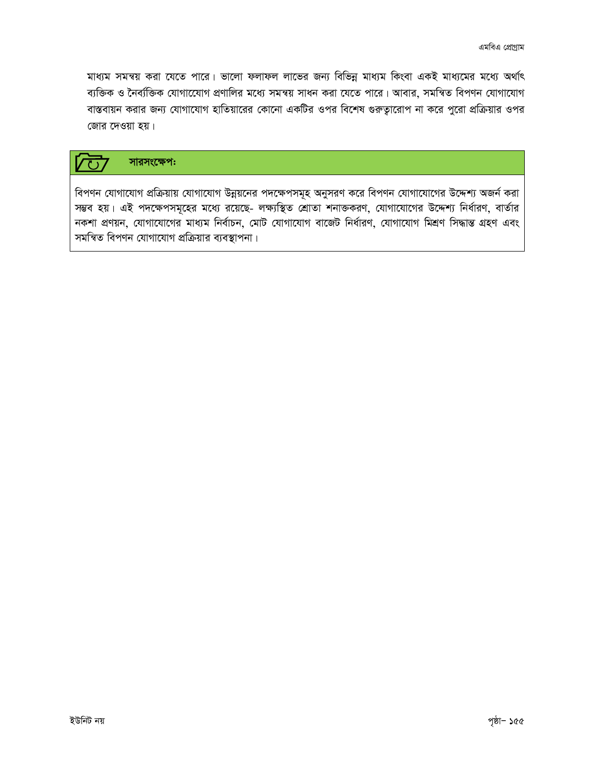মাধ্যম সমন্বয় করা যেতে পারে। ভালো ফলাফল লাভের জন্য বিভিন্ন মাধ্যম কিংবা একই মাধ্যমের মধ্যে অর্থাৎ ব্যক্তিক ও নৈর্ব্যক্তিক যোগাযোগ প্রণালির মধ্যে সমন্বয় সাধন করা যেতে পারে। আবার, সমন্বিত বিপণন যোগাযোগ বাস্তবায়ন করার জন্য যোগাযোগ হাতিয়ারের কোনো একটির ওপর বিশেষ গুরুত্বারোপ না করে পুরো প্রক্রিয়ার ওপর জোর দেওয়া হয়।

**সারসংক্ষেপ:**

বিপণন যোগাযোগ প্রক্রিয়ায় যোগাযোগ উন্নয়নের পদক্ষেপসমূহ অনুসরণ করে বিপণন যোগাযোগের উদ্দেশ্য অর্জন করা সম্ভব হয়। এই পদক্ষেপসমূহের মধ্যে রয়েছে- লক্ষ্যস্থিত শ্রোতা শনাক্তকরণ, যোগাযোগের উদ্দেশ্য নির্ধারণ, বার্তার নকশা প্রণয়ন, যোগাযোগের মাধ্যম নির্বাচন, মোট যোগাযোগ বাজেট নির্ধারণ, যোগাযোগ মিশ্রণ সিদ্ধান্ত গ্রহণ এবং সমন্বিত বিপণন যোগাযোগ প্রক্রিয়ার ব্যবস্থাপনা।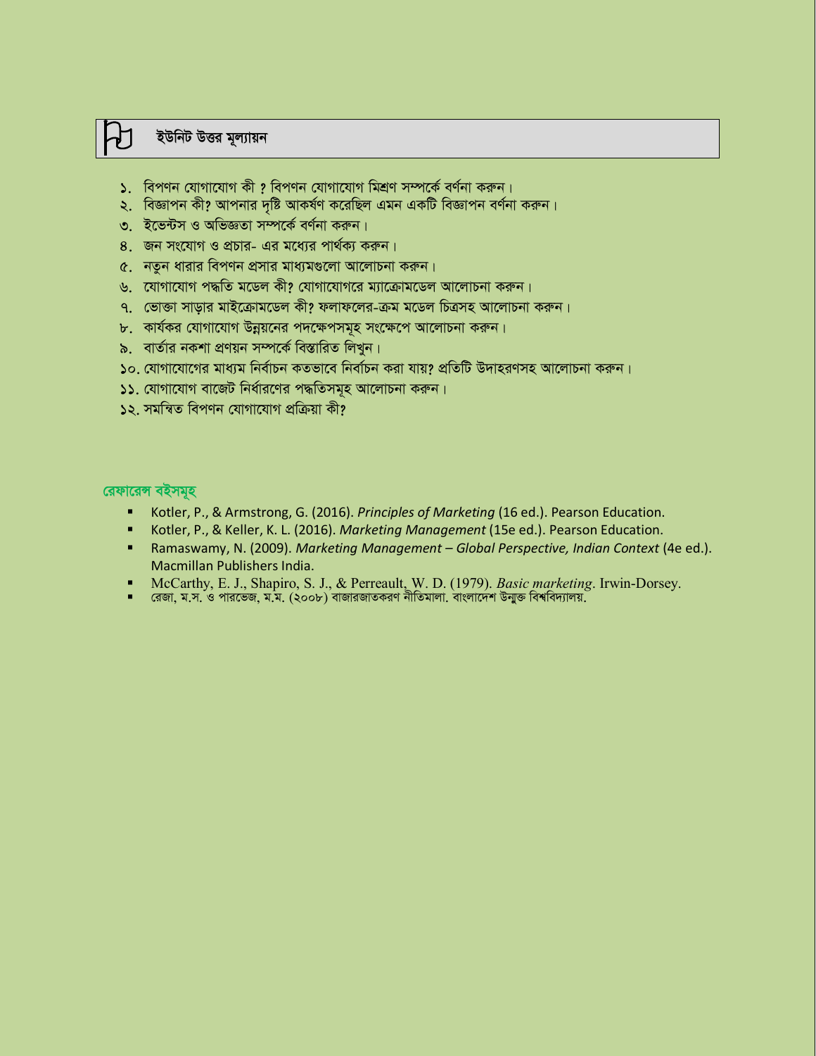## ইউনিট উত্তর মূল্যায়ন

১. বিপণন যোগাযোগ কী ? বিপণন যোগাযোগ মিশ্রণ সম্পর্কে বর্ণনা করুন।
২. বিজ্ঞাপন কী? আপনার দৃষ্টি আকর্ষণ করেছিল এমন একটি বিজ্ঞাপন বর্ণনা করুন।
৩. ইভেন্টস ও অভিজ্ঞতা সম্পর্কে বর্ণনা করুন।
৪. জন সংযোগ ও প্রচার- এর মধ্যের পার্থক্য করুন।
৫. নতুন ধারার বিপণন প্রসার মাধ্যমগুলো আলোচনা করুন।
৬. যোগাযোগ পদ্ধতি মডেল কী? যোগাযোগরে ম্যাক্রোমডেল আলোচনা করুন।
৭. ভোক্তা সাড়ার মাইক্রোমডেল কী? ফলাফলের-ক্রম মডেল চিত্রসহ আলোচনা করুন।
৮. কার্যকর যোগাযোগ উন্নয়নের পদক্ষেপসমূহ সংক্ষেপে আলোচনা করুন।
৯. বার্তার নকশা প্রণয়ন সম্পর্কে বিস্তারিত লিখুন।
১০. যোগাযোগের মাধ্যম নির্বাচন কতভাবে নির্বাচন করা যায়? প্রতিটি উদাহরণসহ আলোচনা করুন।
১১. যোগাযোগ বাজেট নির্ধারণের পদ্ধতিসমূহ আলোচনা করুন।
১২. সমন্বিত বিপণন যোগাযোগ প্রক্রিয়া কী?

### রেফারেন্স বইসমূহ

- Kotler, P., & Armstrong, G. (2016). *Principles of Marketing* (16 ed.). Pearson Education.
- Kotler, P., & Keller, K. L. (2016). *Marketing Management* (15e ed.). Pearson Education.
- Ramaswamy, N. (2009). *Marketing Management – Global Perspective, Indian Context* (4e ed.). Macmillan Publishers India.
- McCarthy, E. J., Shapiro, S. J., & Perreault, W. D. (1979). *Basic marketing*. Irwin-Dorsey.
- রেজা, ম.স. ও পারভেজ, ম.ম. (২০০৮) বাজারজাতকরণ নীতিমালা. বাংলাদেশ উন্মুক্ত বিশ্ববিদ্যালয়.